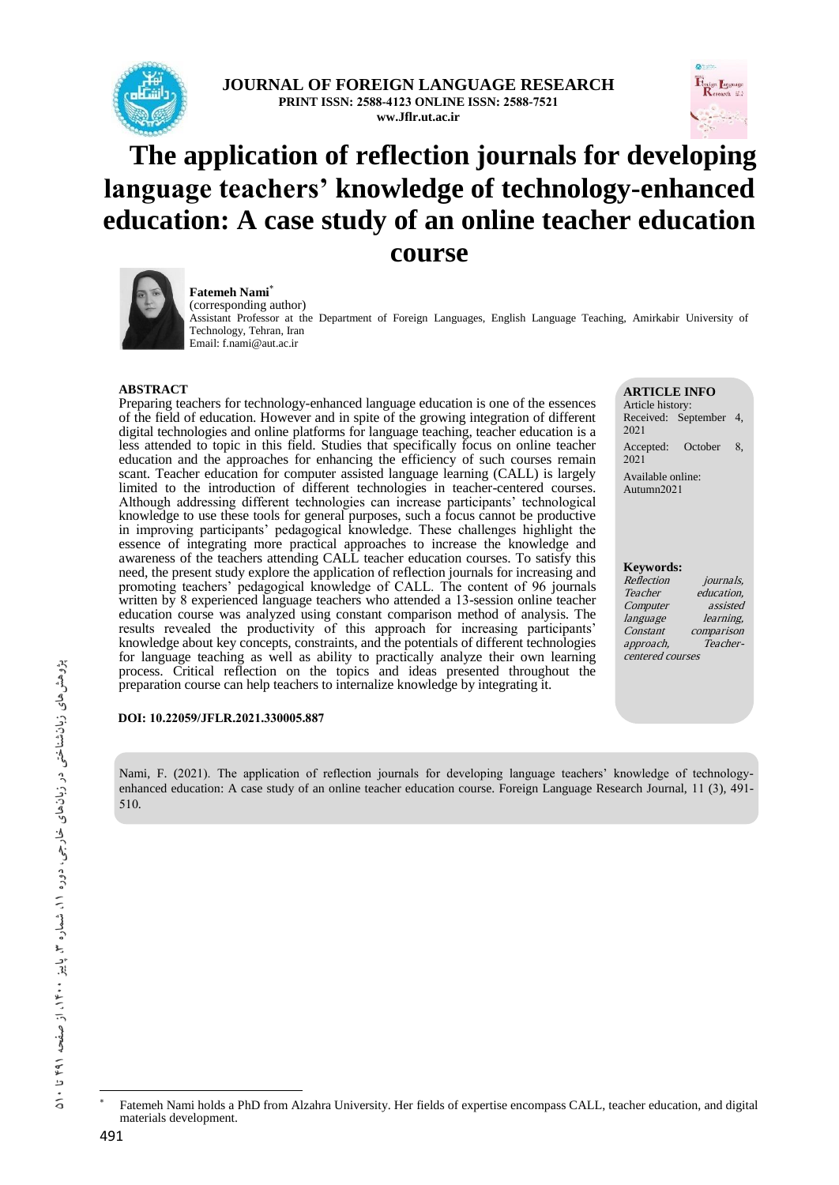**JOURNAL OF FOREIGN LANGUAGE RESEARCH**
**PRINT ISSN: 2588-4123 ONLINE ISSN: 2588-7521**
**ww.Jflr.ut.ac.ir**

# The application of reflection journals for developing language teachers' knowledge of technology-enhanced education: A case study of an online teacher education course

**Fatemeh Nami**[*]
(corresponding author)
Assistant Professor at the Department of Foreign Languages, English Language Teaching, Amirkabir University of Technology, Tehran, Iran
Email: f.nami@aut.ac.ir

**ABSTRACT**

Preparing teachers for technology-enhanced language education is one of the essences of the field of education. However and in spite of the growing integration of different digital technologies and online platforms for language teaching, teacher education is a less attended to topic in this field. Studies that specifically focus on online teacher education and the approaches for enhancing the efficiency of such courses remain scant. Teacher education for computer assisted language learning (CALL) is largely limited to the introduction of different technologies in teacher-centered courses. Although addressing different technologies can increase participants' technological knowledge to use these tools for general purposes, such a focus cannot be productive in improving participants' pedagogical knowledge. These challenges highlight the essence of integrating more practical approaches to increase the knowledge and awareness of the teachers attending CALL teacher education courses. To satisfy this need, the present study explore the application of reflection journals for increasing and promoting teachers' pedagogical knowledge of CALL. The content of 96 journals written by 8 experienced language teachers who attended a 13-session online teacher education course was analyzed using constant comparison method of analysis. The results revealed the productivity of this approach for increasing participants' knowledge about key concepts, constraints, and the potentials of different technologies for language teaching as well as ability to practically analyze their own learning process. Critical reflection on the topics and ideas presented throughout the preparation course can help teachers to internalize knowledge by integrating it.

**ARTICLE INFO**

Article history:
Received: September 4, 2021
Accepted: October 8, 2021
Available online: Autumn2021

**Keywords:**
*Reflection journals, Teacher education, Computer assisted language learning, Constant comparison approach, Teacher-centered courses*

**DOI: 10.22059/JFLR.2021.330005.887**

Nami, F. (2021). The application of reflection journals for developing language teachers' knowledge of technology-enhanced education: A case study of an online teacher education course. Foreign Language Research Journal, 11 (3), 491-510.

---

[*] Fatemeh Nami holds a PhD from Alzahra University. Her fields of expertise encompass CALL, teacher education, and digital materials development.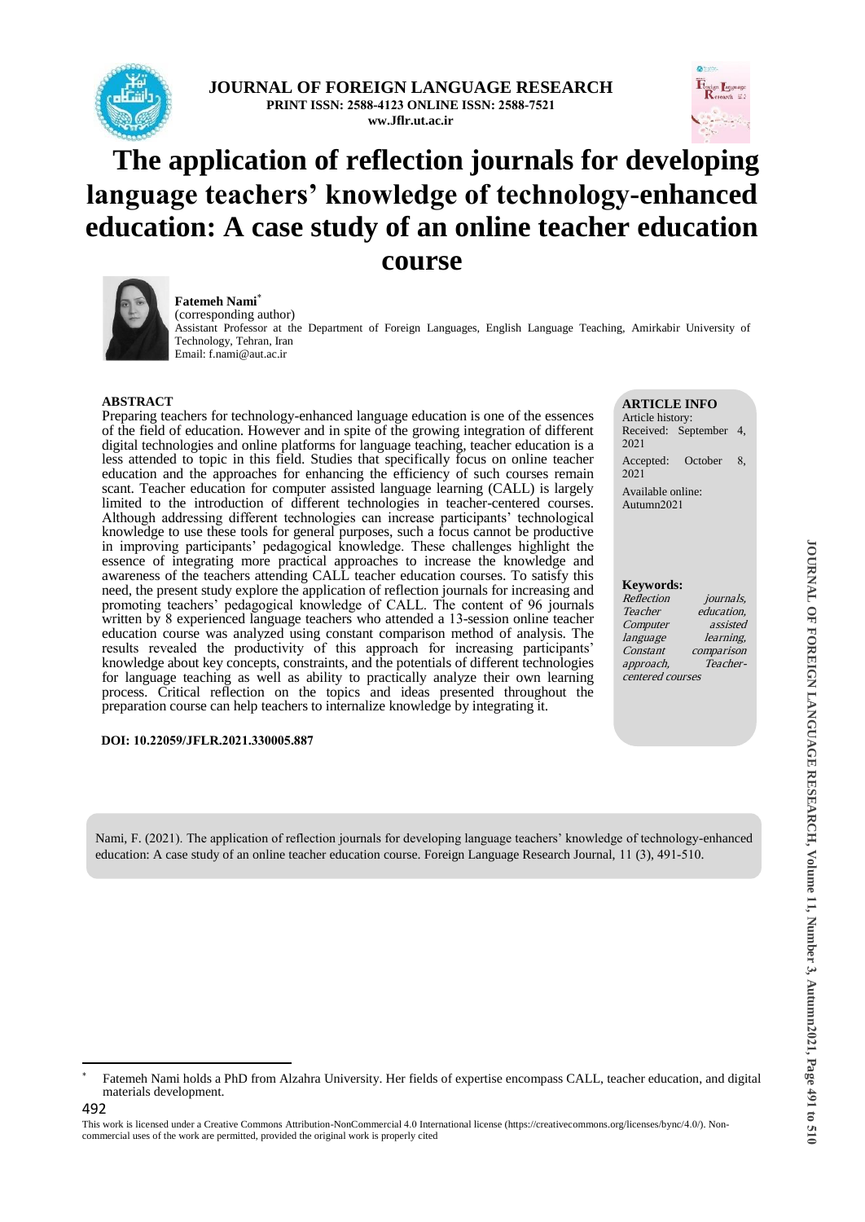# The application of reflection journals for developing language teachers' knowledge of technology-enhanced education: A case study of an online teacher education course

**Fatemeh Nami**[*]
(corresponding author)
Assistant Professor at the Department of Foreign Languages, English Language Teaching, Amirkabir University of Technology, Tehran, Iran
Email: f.nami@aut.ac.ir

## ABSTRACT

Preparing teachers for technology-enhanced language education is one of the essences of the field of education. However and in spite of the growing integration of different digital technologies and online platforms for language teaching, teacher education is a less attended to topic in this field. Studies that specifically focus on online teacher education and the approaches for enhancing the efficiency of such courses remain scant. Teacher education for computer assisted language learning (CALL) is largely limited to the introduction of different technologies in teacher-centered courses. Although addressing different technologies can increase participants' technological knowledge to use these tools for general purposes, such a focus cannot be productive in improving participants' pedagogical knowledge. These challenges highlight the essence of integrating more practical approaches to increase the knowledge and awareness of the teachers attending CALL teacher education courses. To satisfy this need, the present study explore the application of reflection journals for increasing and promoting teachers' pedagogical knowledge of CALL. The content of 96 journals written by 8 experienced language teachers who attended a 13-session online teacher education course was analyzed using constant comparison method of analysis. The results revealed the productivity of this approach for increasing participants' knowledge about key concepts, constraints, and the potentials of different technologies for language teaching as well as ability to practically analyze their own learning process. Critical reflection on the topics and ideas presented throughout the preparation course can help teachers to internalize knowledge by integrating it.

**DOI: 10.22059/JFLR.2021.330005.887**

**ARTICLE INFO**

Article history:
Received: September 4, 2021
Accepted: October 8, 2021
Available online: Autumn2021

**Keywords:**
*Reflection journals, Teacher education, Computer assisted language learning, Constant comparison approach, Teacher-centered courses*

Nami, F. (2021). The application of reflection journals for developing language teachers' knowledge of technology-enhanced education: A case study of an online teacher education course. Foreign Language Research Journal, 11 (3), 491-510.

[*] Fatemeh Nami holds a PhD from Alzahra University. Her fields of expertise encompass CALL, teacher education, and digital materials development.

This work is licensed under a Creative Commons Attribution-NonCommercial 4.0 International license (https://creativecommons.org/licenses/bync/4.0/). Non-commercial uses of the work are permitted, provided the original work is properly cited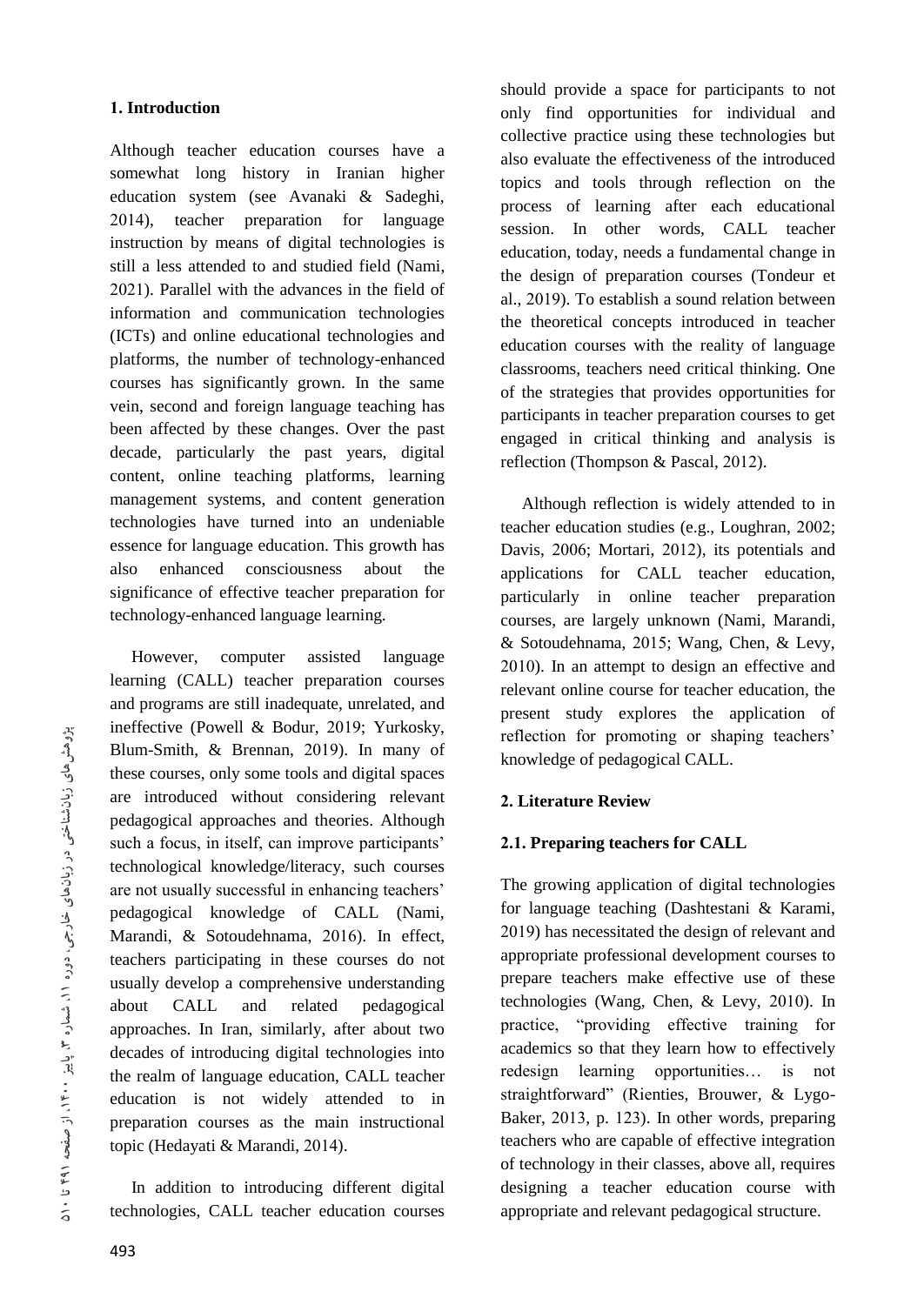## 1. Introduction

Although teacher education courses have a somewhat long history in Iranian higher education system (see Avanaki & Sadeghi, 2014), teacher preparation for language instruction by means of digital technologies is still a less attended to and studied field (Nami, 2021). Parallel with the advances in the field of information and communication technologies (ICTs) and online educational technologies and platforms, the number of technology-enhanced courses has significantly grown. In the same vein, second and foreign language teaching has been affected by these changes. Over the past decade, particularly the past years, digital content, online teaching platforms, learning management systems, and content generation technologies have turned into an undeniable essence for language education. This growth has also enhanced consciousness about the significance of effective teacher preparation for technology-enhanced language learning.

However, computer assisted language learning (CALL) teacher preparation courses and programs are still inadequate, unrelated, and ineffective (Powell & Bodur, 2019; Yurkosky, Blum-Smith, & Brennan, 2019). In many of these courses, only some tools and digital spaces are introduced without considering relevant pedagogical approaches and theories. Although such a focus, in itself, can improve participants' technological knowledge/literacy, such courses are not usually successful in enhancing teachers' pedagogical knowledge of CALL (Nami, Marandi, & Sotoudehnama, 2016). In effect, teachers participating in these courses do not usually develop a comprehensive understanding about CALL and related pedagogical approaches. In Iran, similarly, after about two decades of introducing digital technologies into the realm of language education, CALL teacher education is not widely attended to in preparation courses as the main instructional topic (Hedayati & Marandi, 2014).

In addition to introducing different digital technologies, CALL teacher education courses should provide a space for participants to not only find opportunities for individual and collective practice using these technologies but also evaluate the effectiveness of the introduced topics and tools through reflection on the process of learning after each educational session. In other words, CALL teacher education, today, needs a fundamental change in the design of preparation courses (Tondeur et al., 2019). To establish a sound relation between the theoretical concepts introduced in teacher education courses with the reality of language classrooms, teachers need critical thinking. One of the strategies that provides opportunities for participants in teacher preparation courses to get engaged in critical thinking and analysis is reflection (Thompson & Pascal, 2012).

Although reflection is widely attended to in teacher education studies (e.g., Loughran, 2002; Davis, 2006; Mortari, 2012), its potentials and applications for CALL teacher education, particularly in online teacher preparation courses, are largely unknown (Nami, Marandi, & Sotoudehnama, 2015; Wang, Chen, & Levy, 2010). In an attempt to design an effective and relevant online course for teacher education, the present study explores the application of reflection for promoting or shaping teachers' knowledge of pedagogical CALL.

## 2. Literature Review

### 2.1. Preparing teachers for CALL

The growing application of digital technologies for language teaching (Dashtestani & Karami, 2019) has necessitated the design of relevant and appropriate professional development courses to prepare teachers make effective use of these technologies (Wang, Chen, & Levy, 2010). In practice, "providing effective training for academics so that they learn how to effectively redesign learning opportunities… is not straightforward" (Rienties, Brouwer, & Lygo-Baker, 2013, p. 123). In other words, preparing teachers who are capable of effective integration of technology in their classes, above all, requires designing a teacher education course with appropriate and relevant pedagogical structure.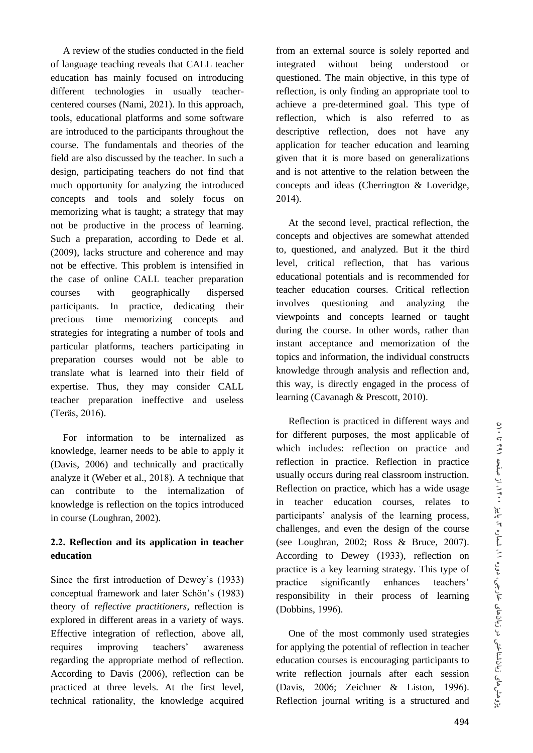A review of the studies conducted in the field of language teaching reveals that CALL teacher education has mainly focused on introducing different technologies in usually teacher-centered courses (Nami, 2021). In this approach, tools, educational platforms and some software are introduced to the participants throughout the course. The fundamentals and theories of the field are also discussed by the teacher. In such a design, participating teachers do not find that much opportunity for analyzing the introduced concepts and tools and solely focus on memorizing what is taught; a strategy that may not be productive in the process of learning. Such a preparation, according to Dede et al. (2009), lacks structure and coherence and may not be effective. This problem is intensified in the case of online CALL teacher preparation courses with geographically dispersed participants. In practice, dedicating their precious time memorizing concepts and strategies for integrating a number of tools and particular platforms, teachers participating in preparation courses would not be able to translate what is learned into their field of expertise. Thus, they may consider CALL teacher preparation ineffective and useless (Teräs, 2016).

For information to be internalized as knowledge, learner needs to be able to apply it (Davis, 2006) and technically and practically analyze it (Weber et al., 2018). A technique that can contribute to the internalization of knowledge is reflection on the topics introduced in course (Loughran, 2002).

## 2.2. Reflection and its application in teacher education

Since the first introduction of Dewey's (1933) conceptual framework and later Schön's (1983) theory of *reflective practitioners*, reflection is explored in different areas in a variety of ways. Effective integration of reflection, above all, requires improving teachers' awareness regarding the appropriate method of reflection. According to Davis (2006), reflection can be practiced at three levels. At the first level, technical rationality, the knowledge acquired from an external source is solely reported and integrated without being understood or questioned. The main objective, in this type of reflection, is only finding an appropriate tool to achieve a pre-determined goal. This type of reflection, which is also referred to as descriptive reflection, does not have any application for teacher education and learning given that it is more based on generalizations and is not attentive to the relation between the concepts and ideas (Cherrington & Loveridge, 2014).

At the second level, practical reflection, the concepts and objectives are somewhat attended to, questioned, and analyzed. But it the third level, critical reflection, that has various educational potentials and is recommended for teacher education courses. Critical reflection involves questioning and analyzing the viewpoints and concepts learned or taught during the course. In other words, rather than instant acceptance and memorization of the topics and information, the individual constructs knowledge through analysis and reflection and, this way, is directly engaged in the process of learning (Cavanagh & Prescott, 2010).

Reflection is practiced in different ways and for different purposes, the most applicable of which includes: reflection on practice and reflection in practice. Reflection in practice usually occurs during real classroom instruction. Reflection on practice, which has a wide usage in teacher education courses, relates to participants' analysis of the learning process, challenges, and even the design of the course (see Loughran, 2002; Ross & Bruce, 2007). According to Dewey (1933), reflection on practice is a key learning strategy. This type of practice significantly enhances teachers' responsibility in their process of learning (Dobbins, 1996).

One of the most commonly used strategies for applying the potential of reflection in teacher education courses is encouraging participants to write reflection journals after each session (Davis, 2006; Zeichner & Liston, 1996). Reflection journal writing is a structured and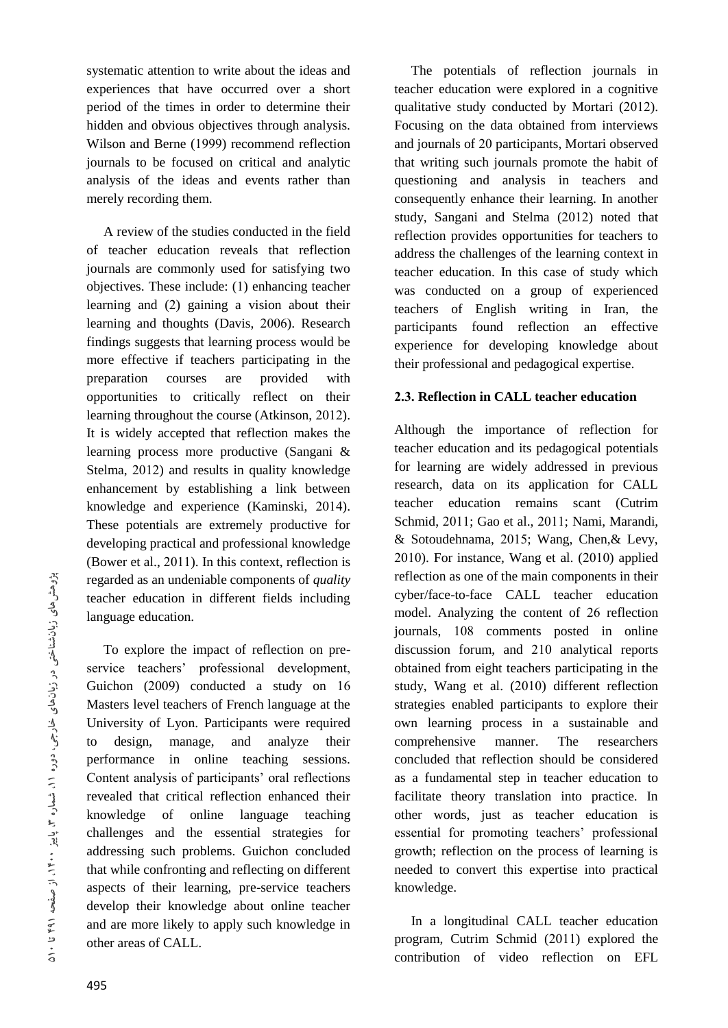systematic attention to write about the ideas and experiences that have occurred over a short period of the times in order to determine their hidden and obvious objectives through analysis. Wilson and Berne (1999) recommend reflection journals to be focused on critical and analytic analysis of the ideas and events rather than merely recording them.

A review of the studies conducted in the field of teacher education reveals that reflection journals are commonly used for satisfying two objectives. These include: (1) enhancing teacher learning and (2) gaining a vision about their learning and thoughts (Davis, 2006). Research findings suggests that learning process would be more effective if teachers participating in the preparation courses are provided with opportunities to critically reflect on their learning throughout the course (Atkinson, 2012). It is widely accepted that reflection makes the learning process more productive (Sangani & Stelma, 2012) and results in quality knowledge enhancement by establishing a link between knowledge and experience (Kaminski, 2014). These potentials are extremely productive for developing practical and professional knowledge (Bower et al., 2011). In this context, reflection is regarded as an undeniable components of *quality* teacher education in different fields including language education.

To explore the impact of reflection on pre-service teachers' professional development, Guichon (2009) conducted a study on 16 Masters level teachers of French language at the University of Lyon. Participants were required to design, manage, and analyze their performance in online teaching sessions. Content analysis of participants' oral reflections revealed that critical reflection enhanced their knowledge of online language teaching challenges and the essential strategies for addressing such problems. Guichon concluded that while confronting and reflecting on different aspects of their learning, pre-service teachers develop their knowledge about online teacher and are more likely to apply such knowledge in other areas of CALL.

The potentials of reflection journals in teacher education were explored in a cognitive qualitative study conducted by Mortari (2012). Focusing on the data obtained from interviews and journals of 20 participants, Mortari observed that writing such journals promote the habit of questioning and analysis in teachers and consequently enhance their learning. In another study, Sangani and Stelma (2012) noted that reflection provides opportunities for teachers to address the challenges of the learning context in teacher education. In this case of study which was conducted on a group of experienced teachers of English writing in Iran, the participants found reflection an effective experience for developing knowledge about their professional and pedagogical expertise.

### 2.3. Reflection in CALL teacher education

Although the importance of reflection for teacher education and its pedagogical potentials for learning are widely addressed in previous research, data on its application for CALL teacher education remains scant (Cutrim Schmid, 2011; Gao et al., 2011; Nami, Marandi, & Sotoudehnama, 2015; Wang, Chen,& Levy, 2010). For instance, Wang et al. (2010) applied reflection as one of the main components in their cyber/face-to-face CALL teacher education model. Analyzing the content of 26 reflection journals, 108 comments posted in online discussion forum, and 210 analytical reports obtained from eight teachers participating in the study, Wang et al. (2010) different reflection strategies enabled participants to explore their own learning process in a sustainable and comprehensive manner. The researchers concluded that reflection should be considered as a fundamental step in teacher education to facilitate theory translation into practice. In other words, just as teacher education is essential for promoting teachers' professional growth; reflection on the process of learning is needed to convert this expertise into practical knowledge.

In a longitudinal CALL teacher education program, Cutrim Schmid (2011) explored the contribution of video reflection on EFL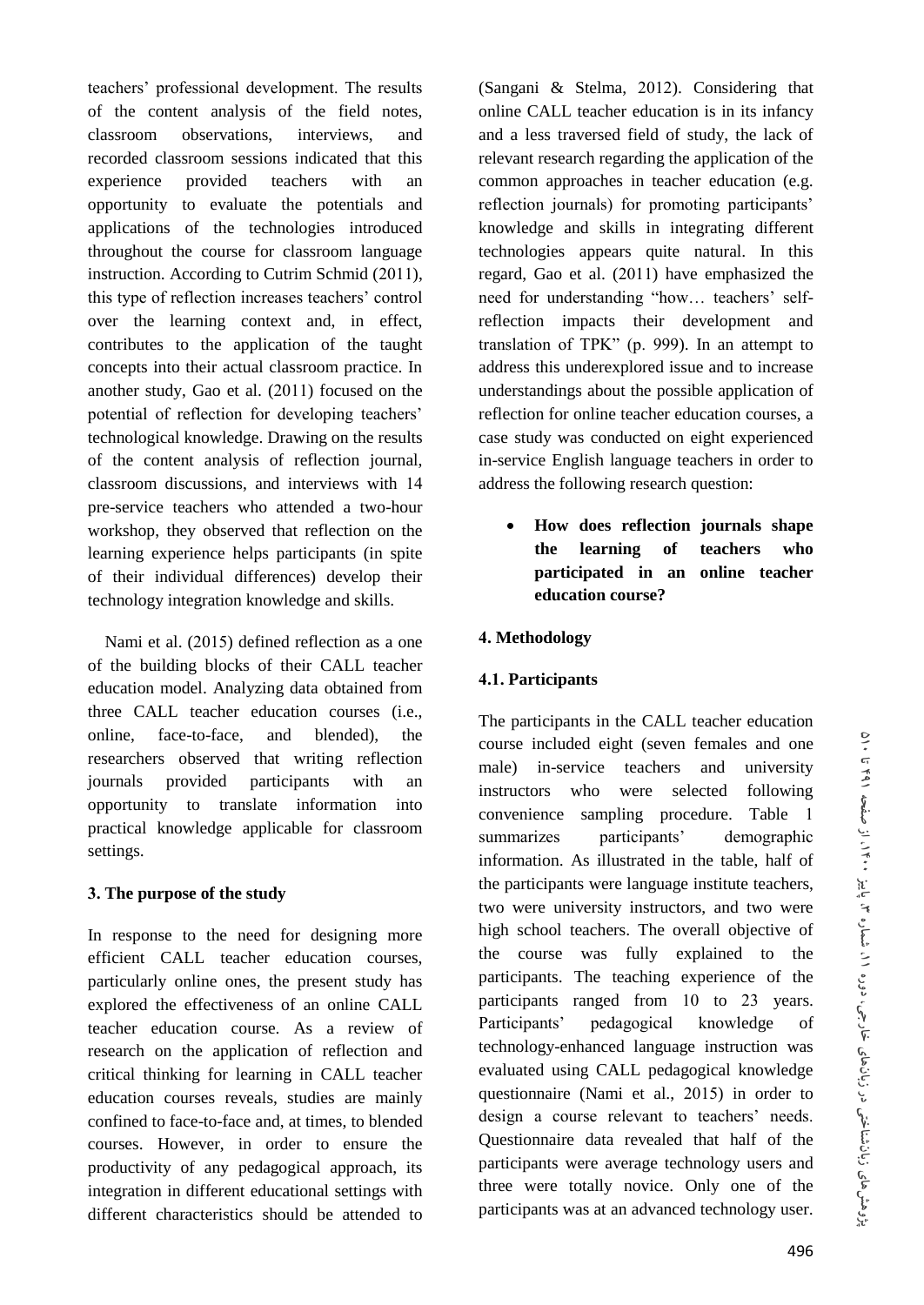teachers' professional development. The results of the content analysis of the field notes, classroom observations, interviews, and recorded classroom sessions indicated that this experience provided teachers with an opportunity to evaluate the potentials and applications of the technologies introduced throughout the course for classroom language instruction. According to Cutrim Schmid (2011), this type of reflection increases teachers' control over the learning context and, in effect, contributes to the application of the taught concepts into their actual classroom practice. In another study, Gao et al. (2011) focused on the potential of reflection for developing teachers' technological knowledge. Drawing on the results of the content analysis of reflection journal, classroom discussions, and interviews with 14 pre-service teachers who attended a two-hour workshop, they observed that reflection on the learning experience helps participants (in spite of their individual differences) develop their technology integration knowledge and skills.

Nami et al. (2015) defined reflection as a one of the building blocks of their CALL teacher education model. Analyzing data obtained from three CALL teacher education courses (i.e., online, face-to-face, and blended), the researchers observed that writing reflection journals provided participants with an opportunity to translate information into practical knowledge applicable for classroom settings.

## 3. The purpose of the study

In response to the need for designing more efficient CALL teacher education courses, particularly online ones, the present study has explored the effectiveness of an online CALL teacher education course. As a review of research on the application of reflection and critical thinking for learning in CALL teacher education courses reveals, studies are mainly confined to face-to-face and, at times, to blended courses. However, in order to ensure the productivity of any pedagogical approach, its integration in different educational settings with different characteristics should be attended to (Sangani & Stelma, 2012). Considering that online CALL teacher education is in its infancy and a less traversed field of study, the lack of relevant research regarding the application of the common approaches in teacher education (e.g. reflection journals) for promoting participants' knowledge and skills in integrating different technologies appears quite natural. In this regard, Gao et al. (2011) have emphasized the need for understanding "how… teachers' self-reflection impacts their development and translation of TPK" (p. 999). In an attempt to address this underexplored issue and to increase understandings about the possible application of reflection for online teacher education courses, a case study was conducted on eight experienced in-service English language teachers in order to address the following research question:

- **How does reflection journals shape the learning of teachers who participated in an online teacher education course?**

## 4. Methodology

### 4.1. Participants

The participants in the CALL teacher education course included eight (seven females and one male) in-service teachers and university instructors who were selected following convenience sampling procedure. Table 1 summarizes participants' demographic information. As illustrated in the table, half of the participants were language institute teachers, two were university instructors, and two were high school teachers. The overall objective of the course was fully explained to the participants. The teaching experience of the participants ranged from 10 to 23 years. Participants' pedagogical knowledge of technology-enhanced language instruction was evaluated using CALL pedagogical knowledge questionnaire (Nami et al., 2015) in order to design a course relevant to teachers' needs. Questionnaire data revealed that half of the participants were average technology users and three were totally novice. Only one of the participants was at an advanced technology user.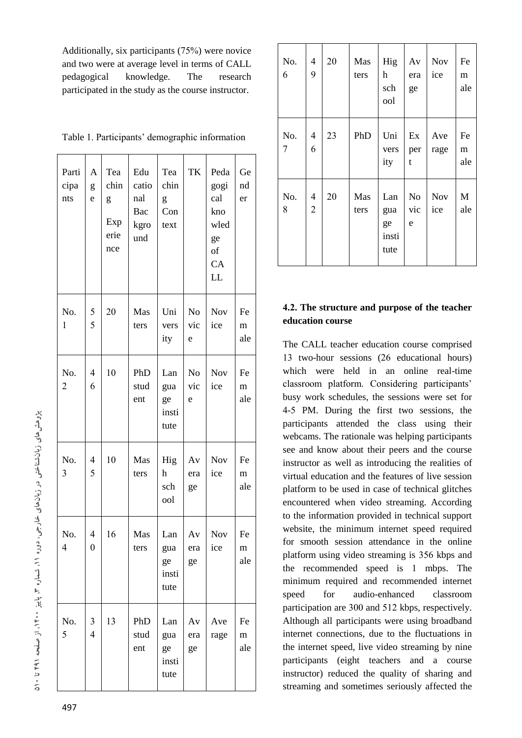Additionally, six participants (75%) were novice and two were at average level in terms of CALL pedagogical knowledge. The research participated in the study as the course instructor.

Table 1. Participants' demographic information

| Participants | Age | Teaching Experience | Educational Background | Teaching Context | TK | Pedagogical knowledge of CALL | Gender |
|---|---|---|---|---|---|---|---|
| No. 1 | 55 | 20 | Masters | University | Novice | Novice | Female |
| No. 2 | 46 | 10 | PhD student | Language institute | Novice | Novice | Female |
| No. 3 | 45 | 10 | Masters | High school | Average | Novice | Female |
| No. 4 | 40 | 16 | Masters | Language institute | Average | Novice | Female |
| No. 5 | 34 | 13 | PhD student | Language institute | Average | Average | Female |
| No. 6 | 49 | 20 | Masters | High school | Average | Novice | Female |
| No. 7 | 46 | 23 | PhD | University | Expert | Average | Female |
| No. 8 | 42 | 20 | Masters | Language institute | Novice | Novice | Male |

### 4.2. The structure and purpose of the teacher education course

The CALL teacher education course comprised 13 two-hour sessions (26 educational hours) which were held in an online real-time classroom platform. Considering participants' busy work schedules, the sessions were set for 4-5 PM. During the first two sessions, the participants attended the class using their webcams. The rationale was helping participants see and know about their peers and the course instructor as well as introducing the realities of virtual education and the features of live session platform to be used in case of technical glitches encountered when video streaming. According to the information provided in technical support website, the minimum internet speed required for smooth session attendance in the online platform using video streaming is 356 kbps and the recommended speed is 1 mbps. The minimum required and recommended internet speed for audio-enhanced classroom participation are 300 and 512 kbps, respectively. Although all participants were using broadband internet connections, due to the fluctuations in the internet speed, live video streaming by nine participants (eight teachers and a course instructor) reduced the quality of sharing and streaming and sometimes seriously affected the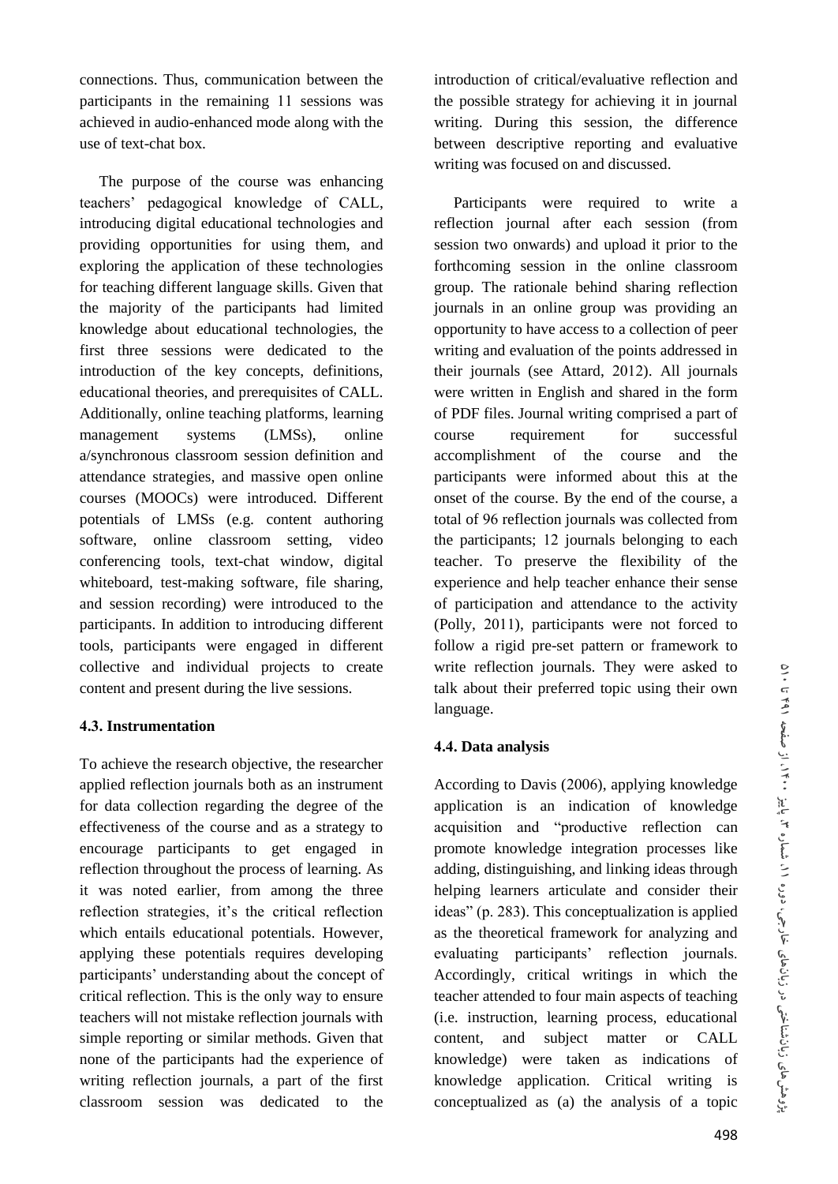connections. Thus, communication between the participants in the remaining 11 sessions was achieved in audio-enhanced mode along with the use of text-chat box.

The purpose of the course was enhancing teachers' pedagogical knowledge of CALL, introducing digital educational technologies and providing opportunities for using them, and exploring the application of these technologies for teaching different language skills. Given that the majority of the participants had limited knowledge about educational technologies, the first three sessions were dedicated to the introduction of the key concepts, definitions, educational theories, and prerequisites of CALL. Additionally, online teaching platforms, learning management systems (LMSs), online a/synchronous classroom session definition and attendance strategies, and massive open online courses (MOOCs) were introduced. Different potentials of LMSs (e.g. content authoring software, online classroom setting, video conferencing tools, text-chat window, digital whiteboard, test-making software, file sharing, and session recording) were introduced to the participants. In addition to introducing different tools, participants were engaged in different collective and individual projects to create content and present during the live sessions.

### 4.3. Instrumentation

To achieve the research objective, the researcher applied reflection journals both as an instrument for data collection regarding the degree of the effectiveness of the course and as a strategy to encourage participants to get engaged in reflection throughout the process of learning. As it was noted earlier, from among the three reflection strategies, it's the critical reflection which entails educational potentials. However, applying these potentials requires developing participants' understanding about the concept of critical reflection. This is the only way to ensure teachers will not mistake reflection journals with simple reporting or similar methods. Given that none of the participants had the experience of writing reflection journals, a part of the first classroom session was dedicated to the introduction of critical/evaluative reflection and the possible strategy for achieving it in journal writing. During this session, the difference between descriptive reporting and evaluative writing was focused on and discussed.

Participants were required to write a reflection journal after each session (from session two onwards) and upload it prior to the forthcoming session in the online classroom group. The rationale behind sharing reflection journals in an online group was providing an opportunity to have access to a collection of peer writing and evaluation of the points addressed in their journals (see Attard, 2012). All journals were written in English and shared in the form of PDF files. Journal writing comprised a part of course requirement for successful accomplishment of the course and the participants were informed about this at the onset of the course. By the end of the course, a total of 96 reflection journals was collected from the participants; 12 journals belonging to each teacher. To preserve the flexibility of the experience and help teacher enhance their sense of participation and attendance to the activity (Polly, 2011), participants were not forced to follow a rigid pre-set pattern or framework to write reflection journals. They were asked to talk about their preferred topic using their own language.

### 4.4. Data analysis

According to Davis (2006), applying knowledge application is an indication of knowledge acquisition and "productive reflection can promote knowledge integration processes like adding, distinguishing, and linking ideas through helping learners articulate and consider their ideas" (p. 283). This conceptualization is applied as the theoretical framework for analyzing and evaluating participants' reflection journals. Accordingly, critical writings in which the teacher attended to four main aspects of teaching (i.e. instruction, learning process, educational content, and subject matter or CALL knowledge) were taken as indications of knowledge application. Critical writing is conceptualized as (a) the analysis of a topic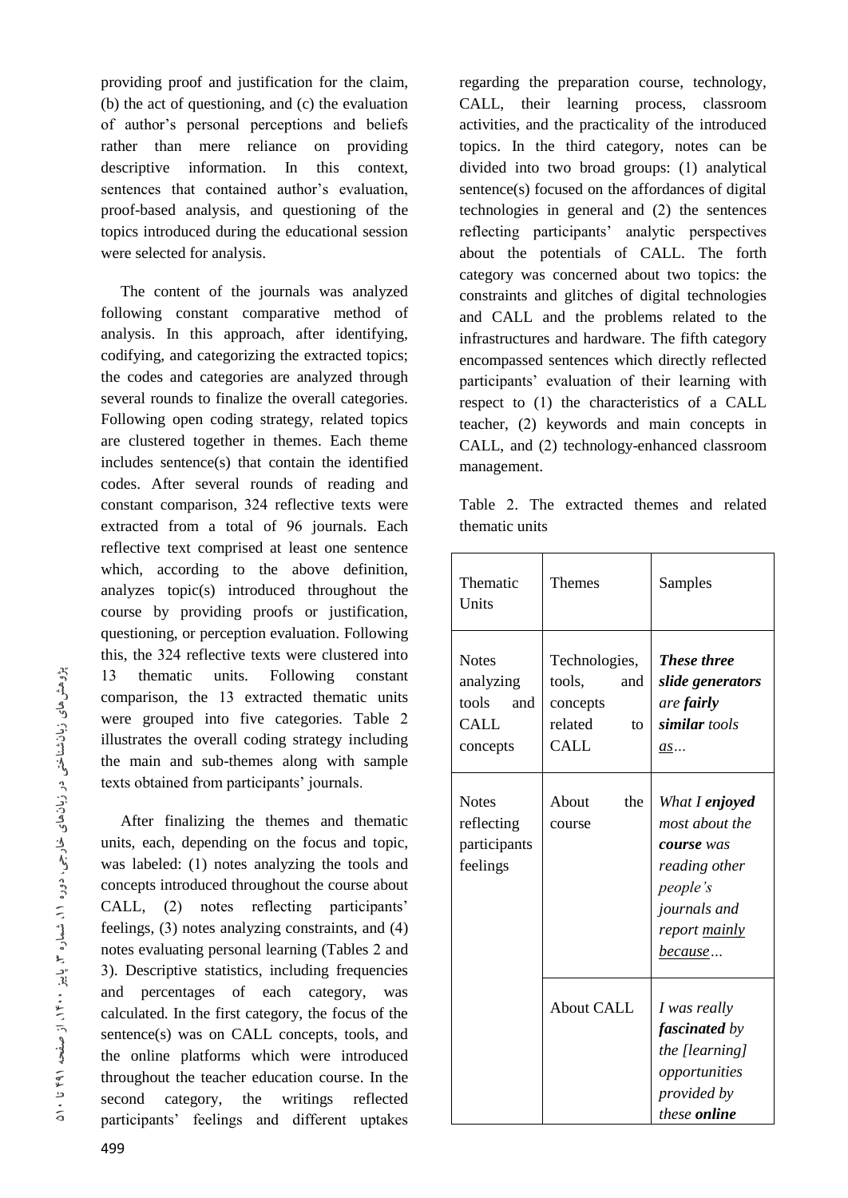providing proof and justification for the claim, (b) the act of questioning, and (c) the evaluation of author's personal perceptions and beliefs rather than mere reliance on providing descriptive information. In this context, sentences that contained author's evaluation, proof-based analysis, and questioning of the topics introduced during the educational session were selected for analysis.

The content of the journals was analyzed following constant comparative method of analysis. In this approach, after identifying, codifying, and categorizing the extracted topics; the codes and categories are analyzed through several rounds to finalize the overall categories. Following open coding strategy, related topics are clustered together in themes. Each theme includes sentence(s) that contain the identified codes. After several rounds of reading and constant comparison, 324 reflective texts were extracted from a total of 96 journals. Each reflective text comprised at least one sentence which, according to the above definition, analyzes topic(s) introduced throughout the course by providing proofs or justification, questioning, or perception evaluation. Following this, the 324 reflective texts were clustered into 13 thematic units. Following constant comparison, the 13 extracted thematic units were grouped into five categories. Table 2 illustrates the overall coding strategy including the main and sub-themes along with sample texts obtained from participants' journals.

After finalizing the themes and thematic units, each, depending on the focus and topic, was labeled: (1) notes analyzing the tools and concepts introduced throughout the course about CALL, (2) notes reflecting participants' feelings, (3) notes analyzing constraints, and (4) notes evaluating personal learning (Tables 2 and 3). Descriptive statistics, including frequencies and percentages of each category, was calculated. In the first category, the focus of the sentence(s) was on CALL concepts, tools, and the online platforms which were introduced throughout the teacher education course. In the second category, the writings reflected participants' feelings and different uptakes regarding the preparation course, technology, CALL, their learning process, classroom activities, and the practicality of the introduced topics. In the third category, notes can be divided into two broad groups: (1) analytical sentence(s) focused on the affordances of digital technologies in general and (2) the sentences reflecting participants' analytic perspectives about the potentials of CALL. The forth category was concerned about two topics: the constraints and glitches of digital technologies and CALL and the problems related to the infrastructures and hardware. The fifth category encompassed sentences which directly reflected participants' evaluation of their learning with respect to (1) the characteristics of a CALL teacher, (2) keywords and main concepts in CALL, and (2) technology-enhanced classroom management.

Table 2. The extracted themes and related thematic units

| Thematic Units | Themes | Samples |
|---|---|---|
| Notes analyzing tools and CALL concepts | Technologies, tools, and concepts related to CALL | ***These three slide generators*** *are* ***fairly similar*** *tools* *<u>as</u>…* |
| Notes reflecting participants feelings | About the course | *What I* ***enjoyed*** *most about the* ***course*** *was reading other people's journals and report <u>mainly because</u>…* |
| | About CALL | *I was really* ***fascinated*** *by the [learning] opportunities provided by these* ***online*** |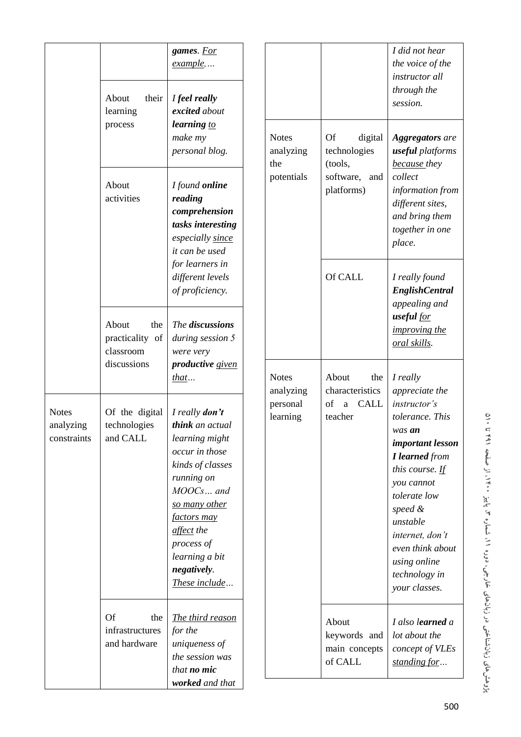| | | |
|---|---|---|
| | | ***games***. <u>*For example*</u>*,…* |
| | About their learning process | *I **feel really excited** about **learning** <u>to</u> make my personal blog.* |
| | About activities | *I found **online reading comprehension tasks interesting** especially <u>since</u> it can be used for learners in different levels of proficiency.* |
| | About the practicality of classroom discussions | *The **discussions** during session 5 were very **productive** <u>given that</u>…* |
| Notes analyzing constraints | Of the digital technologies and CALL | *I really **don't think** an actual learning might occur in those kinds of classes running on MOOCs… and <u>so many other factors may affect</u> the process of learning a bit **negatively**. <u>These include</u>…* |
| | Of the infrastructures and hardware | *<u>The third reason</u> for the uniqueness of the session was that **no mic worked** and that* |

| | | |
|---|---|---|
| | | *I did not hear the voice of the instructor all through the session.* |
| Notes analyzing the potentials | Of digital technologies (tools, software, and platforms) | ***Aggregators** are **useful** platforms <u>because</u> they collect information from different sites, and bring them together in one place.* |
| | Of CALL | *I really found **EnglishCentral** appealing and **useful** <u>for improving the oral skills</u>.* |
| Notes analyzing personal learning | About the characteristics of a CALL teacher | *I really appreciate the instructor's tolerance. This was **an important lesson I learned** from this course. <u>If</u> you cannot tolerate low speed & unstable internet, don't even think about using online technology in your classes.* |
| | About keywords and main concepts of CALL | *I also **learned** a lot about the concept of VLEs <u>standing for</u>…* |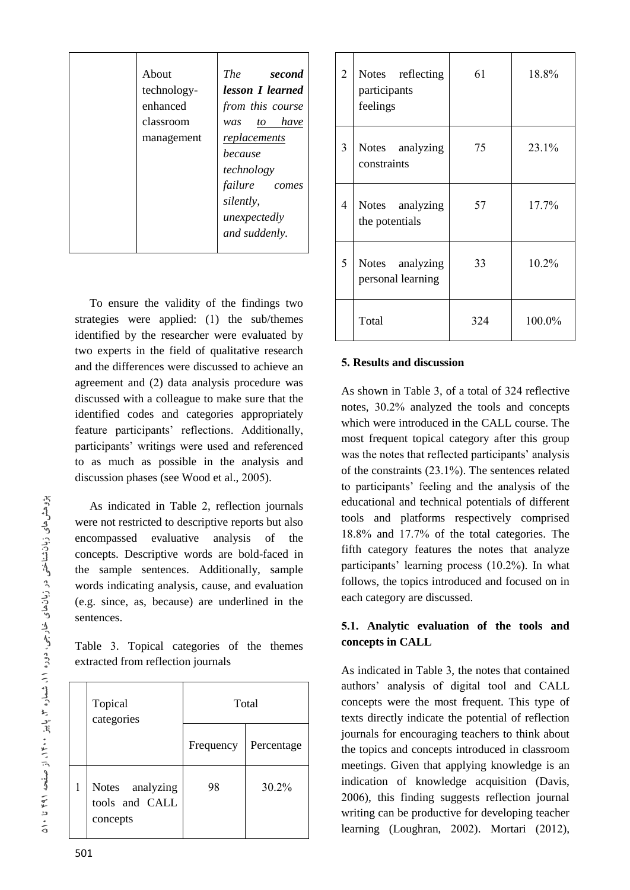| | About technology-enhanced classroom management | *The* ***second lesson I learned*** *from this course was* *<u>to have replacements</u>* *because technology failure comes silently, unexpectedly and suddenly.* |
|---|---|---|

To ensure the validity of the findings two strategies were applied: (1) the sub/themes identified by the researcher were evaluated by two experts in the field of qualitative research and the differences were discussed to achieve an agreement and (2) data analysis procedure was discussed with a colleague to make sure that the identified codes and categories appropriately feature participants' reflections. Additionally, participants' writings were used and referenced to as much as possible in the analysis and discussion phases (see Wood et al., 2005).

As indicated in Table 2, reflection journals were not restricted to descriptive reports but also encompassed evaluative analysis of the concepts. Descriptive words are bold-faced in the sample sentences. Additionally, sample words indicating analysis, cause, and evaluation (e.g. since, as, because) are underlined in the sentences.

Table 3. Topical categories of the themes extracted from reflection journals

| | Topical categories | Total | |
|---|---|---|---|
| | | Frequency | Percentage |
| 1 | Notes analyzing tools and CALL concepts | 98 | 30.2% |
| 2 | Notes reflecting participants feelings | 61 | 18.8% |
| 3 | Notes analyzing constraints | 75 | 23.1% |
| 4 | Notes analyzing the potentials | 57 | 17.7% |
| 5 | Notes analyzing personal learning | 33 | 10.2% |
| | Total | 324 | 100.0% |

## 5. Results and discussion

As shown in Table 3, of a total of 324 reflective notes, 30.2% analyzed the tools and concepts which were introduced in the CALL course. The most frequent topical category after this group was the notes that reflected participants' analysis of the constraints (23.1%). The sentences related to participants' feeling and the analysis of the educational and technical potentials of different tools and platforms respectively comprised 18.8% and 17.7% of the total categories. The fifth category features the notes that analyze participants' learning process (10.2%). In what follows, the topics introduced and focused on in each category are discussed.

### 5.1. Analytic evaluation of the tools and concepts in CALL

As indicated in Table 3, the notes that contained authors' analysis of digital tool and CALL concepts were the most frequent. This type of texts directly indicate the potential of reflection journals for encouraging teachers to think about the topics and concepts introduced in classroom meetings. Given that applying knowledge is an indication of knowledge acquisition (Davis, 2006), this finding suggests reflection journal writing can be productive for developing teacher learning (Loughran, 2002). Mortari (2012),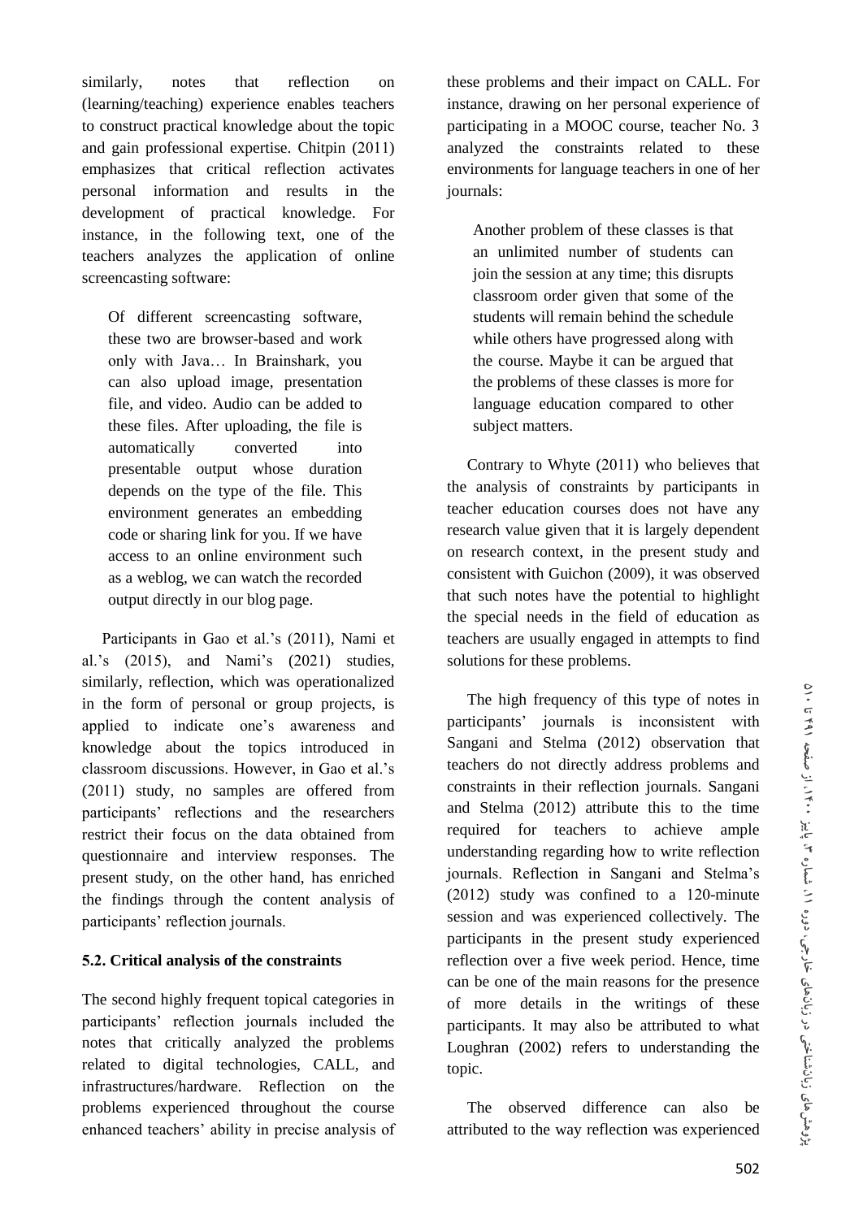similarly, notes that reflection on (learning/teaching) experience enables teachers to construct practical knowledge about the topic and gain professional expertise. Chitpin (2011) emphasizes that critical reflection activates personal information and results in the development of practical knowledge. For instance, in the following text, one of the teachers analyzes the application of online screencasting software:

> Of different screencasting software, these two are browser-based and work only with Java… In Brainshark, you can also upload image, presentation file, and video. Audio can be added to these files. After uploading, the file is automatically converted into presentable output whose duration depends on the type of the file. This environment generates an embedding code or sharing link for you. If we have access to an online environment such as a weblog, we can watch the recorded output directly in our blog page.

Participants in Gao et al.'s (2011), Nami et al.'s (2015), and Nami's (2021) studies, similarly, reflection, which was operationalized in the form of personal or group projects, is applied to indicate one's awareness and knowledge about the topics introduced in classroom discussions. However, in Gao et al.'s (2011) study, no samples are offered from participants' reflections and the researchers restrict their focus on the data obtained from questionnaire and interview responses. The present study, on the other hand, has enriched the findings through the content analysis of participants' reflection journals.

### 5.2. Critical analysis of the constraints

The second highly frequent topical categories in participants' reflection journals included the notes that critically analyzed the problems related to digital technologies, CALL, and infrastructures/hardware. Reflection on the problems experienced throughout the course enhanced teachers' ability in precise analysis of these problems and their impact on CALL. For instance, drawing on her personal experience of participating in a MOOC course, teacher No. 3 analyzed the constraints related to these environments for language teachers in one of her journals:

> Another problem of these classes is that an unlimited number of students can join the session at any time; this disrupts classroom order given that some of the students will remain behind the schedule while others have progressed along with the course. Maybe it can be argued that the problems of these classes is more for language education compared to other subject matters.

Contrary to Whyte (2011) who believes that the analysis of constraints by participants in teacher education courses does not have any research value given that it is largely dependent on research context, in the present study and consistent with Guichon (2009), it was observed that such notes have the potential to highlight the special needs in the field of education as teachers are usually engaged in attempts to find solutions for these problems.

The high frequency of this type of notes in participants' journals is inconsistent with Sangani and Stelma (2012) observation that teachers do not directly address problems and constraints in their reflection journals. Sangani and Stelma (2012) attribute this to the time required for teachers to achieve ample understanding regarding how to write reflection journals. Reflection in Sangani and Stelma's (2012) study was confined to a 120-minute session and was experienced collectively. The participants in the present study experienced reflection over a five week period. Hence, time can be one of the main reasons for the presence of more details in the writings of these participants. It may also be attributed to what Loughran (2002) refers to understanding the topic.

The observed difference can also be attributed to the way reflection was experienced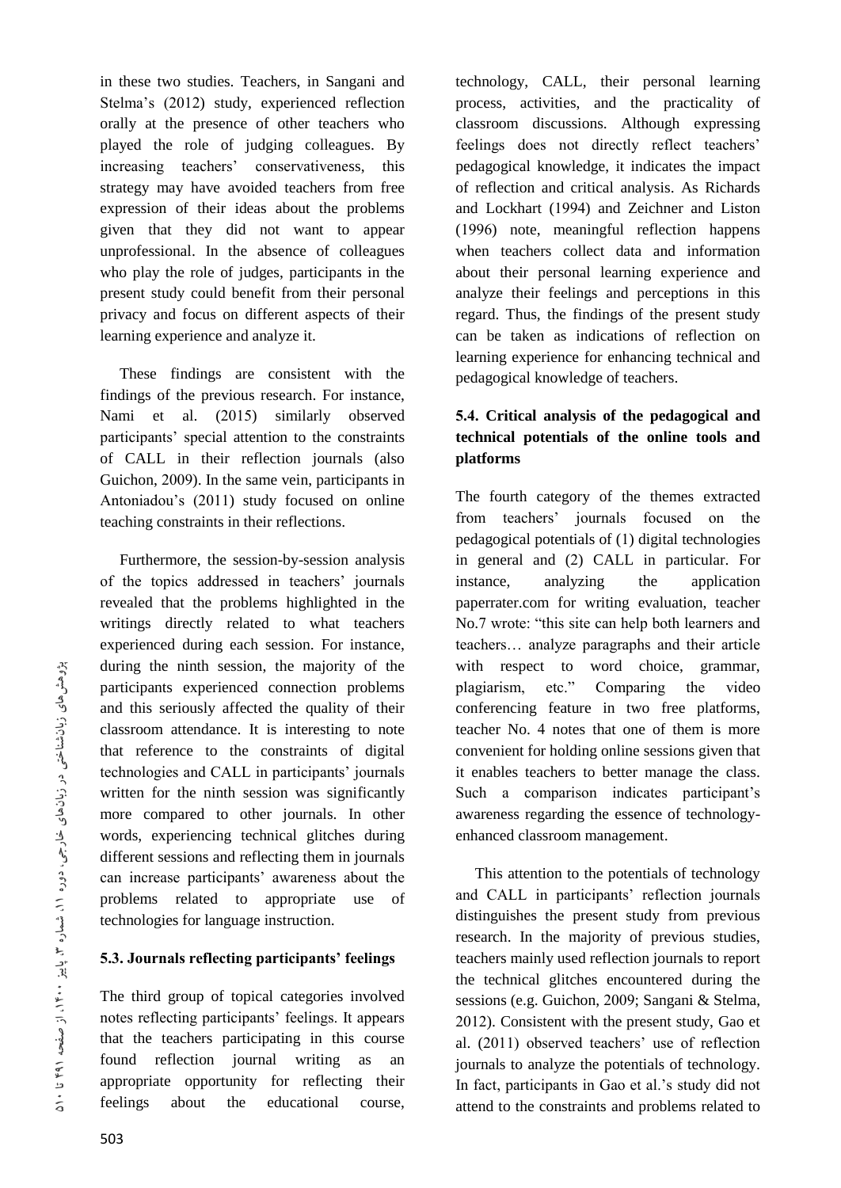in these two studies. Teachers, in Sangani and Stelma's (2012) study, experienced reflection orally at the presence of other teachers who played the role of judging colleagues. By increasing teachers' conservativeness, this strategy may have avoided teachers from free expression of their ideas about the problems given that they did not want to appear unprofessional. In the absence of colleagues who play the role of judges, participants in the present study could benefit from their personal privacy and focus on different aspects of their learning experience and analyze it.

These findings are consistent with the findings of the previous research. For instance, Nami et al. (2015) similarly observed participants' special attention to the constraints of CALL in their reflection journals (also Guichon, 2009). In the same vein, participants in Antoniadou's (2011) study focused on online teaching constraints in their reflections.

Furthermore, the session-by-session analysis of the topics addressed in teachers' journals revealed that the problems highlighted in the writings directly related to what teachers experienced during each session. For instance, during the ninth session, the majority of the participants experienced connection problems and this seriously affected the quality of their classroom attendance. It is interesting to note that reference to the constraints of digital technologies and CALL in participants' journals written for the ninth session was significantly more compared to other journals. In other words, experiencing technical glitches during different sessions and reflecting them in journals can increase participants' awareness about the problems related to appropriate use of technologies for language instruction.

### 5.3. Journals reflecting participants' feelings

The third group of topical categories involved notes reflecting participants' feelings. It appears that the teachers participating in this course found reflection journal writing as an appropriate opportunity for reflecting their feelings about the educational course, technology, CALL, their personal learning process, activities, and the practicality of classroom discussions. Although expressing feelings does not directly reflect teachers' pedagogical knowledge, it indicates the impact of reflection and critical analysis. As Richards and Lockhart (1994) and Zeichner and Liston (1996) note, meaningful reflection happens when teachers collect data and information about their personal learning experience and analyze their feelings and perceptions in this regard. Thus, the findings of the present study can be taken as indications of reflection on learning experience for enhancing technical and pedagogical knowledge of teachers.

### 5.4. Critical analysis of the pedagogical and technical potentials of the online tools and platforms

The fourth category of the themes extracted from teachers' journals focused on the pedagogical potentials of (1) digital technologies in general and (2) CALL in particular. For instance, analyzing the application paperrater.com for writing evaluation, teacher No.7 wrote: "this site can help both learners and teachers… analyze paragraphs and their article with respect to word choice, grammar, plagiarism, etc." Comparing the video conferencing feature in two free platforms, teacher No. 4 notes that one of them is more convenient for holding online sessions given that it enables teachers to better manage the class. Such a comparison indicates participant's awareness regarding the essence of technology-enhanced classroom management.

This attention to the potentials of technology and CALL in participants' reflection journals distinguishes the present study from previous research. In the majority of previous studies, teachers mainly used reflection journals to report the technical glitches encountered during the sessions (e.g. Guichon, 2009; Sangani & Stelma, 2012). Consistent with the present study, Gao et al. (2011) observed teachers' use of reflection journals to analyze the potentials of technology. In fact, participants in Gao et al.'s study did not attend to the constraints and problems related to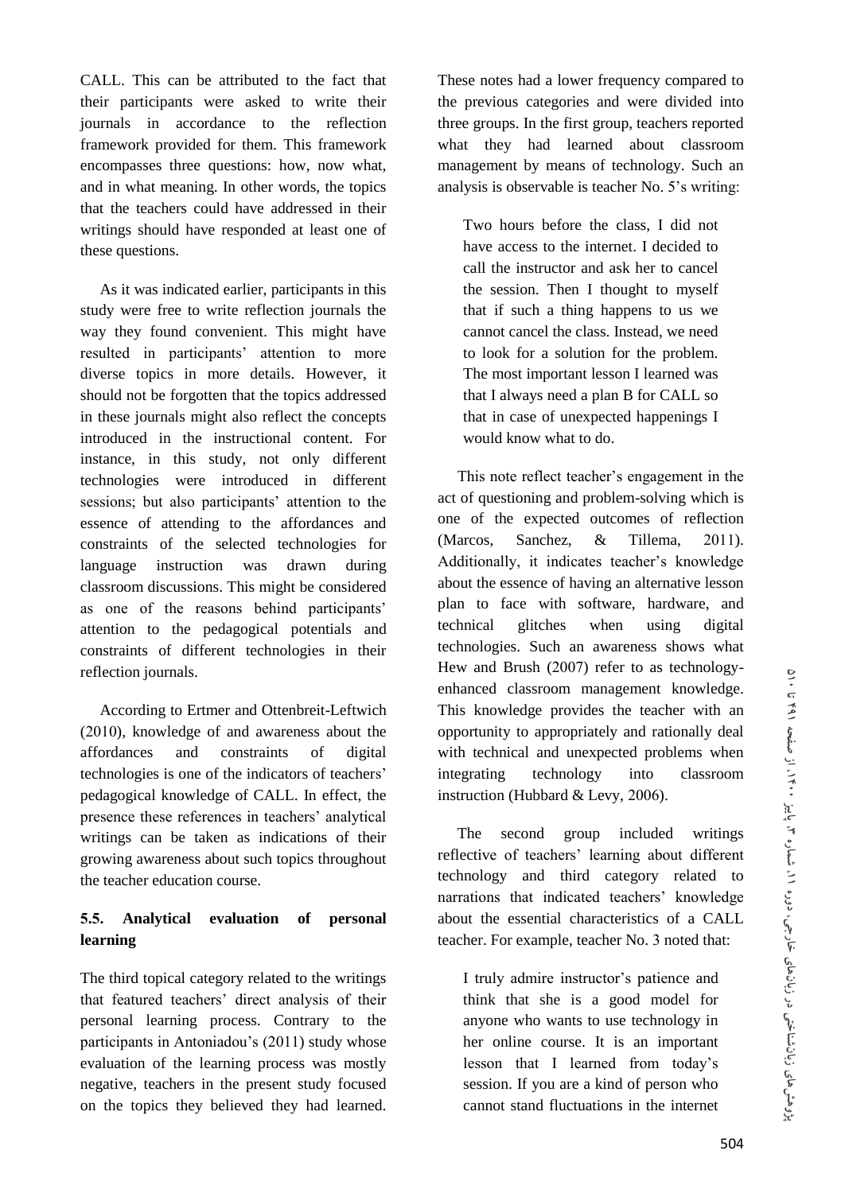CALL. This can be attributed to the fact that their participants were asked to write their journals in accordance to the reflection framework provided for them. This framework encompasses three questions: how, now what, and in what meaning. In other words, the topics that the teachers could have addressed in their writings should have responded at least one of these questions.

As it was indicated earlier, participants in this study were free to write reflection journals the way they found convenient. This might have resulted in participants' attention to more diverse topics in more details. However, it should not be forgotten that the topics addressed in these journals might also reflect the concepts introduced in the instructional content. For instance, in this study, not only different technologies were introduced in different sessions; but also participants' attention to the essence of attending to the affordances and constraints of the selected technologies for language instruction was drawn during classroom discussions. This might be considered as one of the reasons behind participants' attention to the pedagogical potentials and constraints of different technologies in their reflection journals.

According to Ertmer and Ottenbreit-Leftwich (2010), knowledge of and awareness about the affordances and constraints of digital technologies is one of the indicators of teachers' pedagogical knowledge of CALL. In effect, the presence these references in teachers' analytical writings can be taken as indications of their growing awareness about such topics throughout the teacher education course.

### 5.5. Analytical evaluation of personal learning

The third topical category related to the writings that featured teachers' direct analysis of their personal learning process. Contrary to the participants in Antoniadou's (2011) study whose evaluation of the learning process was mostly negative, teachers in the present study focused on the topics they believed they had learned. These notes had a lower frequency compared to the previous categories and were divided into three groups. In the first group, teachers reported what they had learned about classroom management by means of technology. Such an analysis is observable is teacher No. 5's writing:

> Two hours before the class, I did not have access to the internet. I decided to call the instructor and ask her to cancel the session. Then I thought to myself that if such a thing happens to us we cannot cancel the class. Instead, we need to look for a solution for the problem. The most important lesson I learned was that I always need a plan B for CALL so that in case of unexpected happenings I would know what to do.

This note reflect teacher's engagement in the act of questioning and problem-solving which is one of the expected outcomes of reflection (Marcos, Sanchez, & Tillema, 2011). Additionally, it indicates teacher's knowledge about the essence of having an alternative lesson plan to face with software, hardware, and technical glitches when using digital technologies. Such an awareness shows what Hew and Brush (2007) refer to as technology-enhanced classroom management knowledge. This knowledge provides the teacher with an opportunity to appropriately and rationally deal with technical and unexpected problems when integrating technology into classroom instruction (Hubbard & Levy, 2006).

The second group included writings reflective of teachers' learning about different technology and third category related to narrations that indicated teachers' knowledge about the essential characteristics of a CALL teacher. For example, teacher No. 3 noted that:

> I truly admire instructor's patience and think that she is a good model for anyone who wants to use technology in her online course. It is an important lesson that I learned from today's session. If you are a kind of person who cannot stand fluctuations in the internet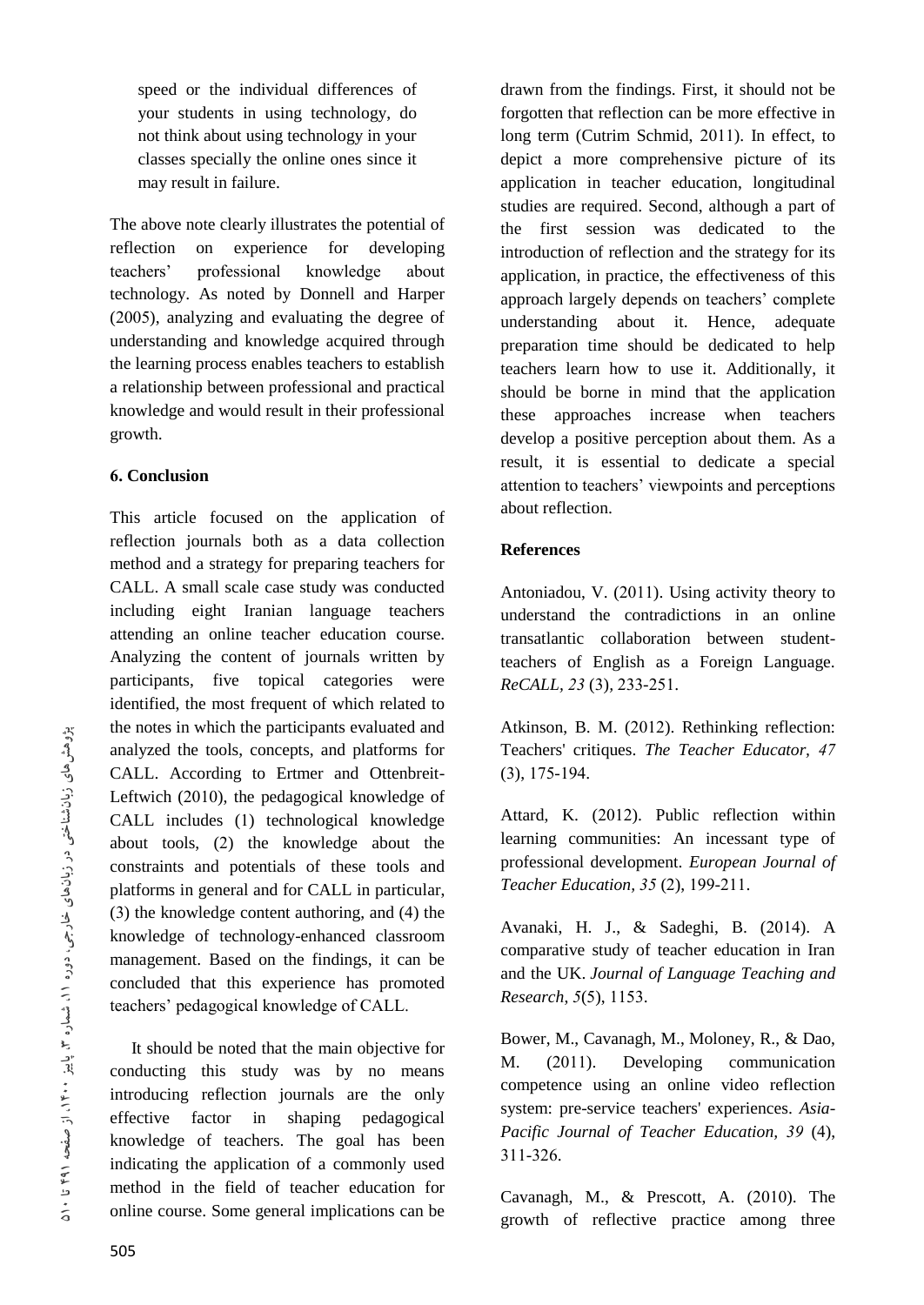speed or the individual differences of your students in using technology, do not think about using technology in your classes specially the online ones since it may result in failure.

The above note clearly illustrates the potential of reflection on experience for developing teachers' professional knowledge about technology. As noted by Donnell and Harper (2005), analyzing and evaluating the degree of understanding and knowledge acquired through the learning process enables teachers to establish a relationship between professional and practical knowledge and would result in their professional growth.

## 6. Conclusion

This article focused on the application of reflection journals both as a data collection method and a strategy for preparing teachers for CALL. A small scale case study was conducted including eight Iranian language teachers attending an online teacher education course. Analyzing the content of journals written by participants, five topical categories were identified, the most frequent of which related to the notes in which the participants evaluated and analyzed the tools, concepts, and platforms for CALL. According to Ertmer and Ottenbreit-Leftwich (2010), the pedagogical knowledge of CALL includes (1) technological knowledge about tools, (2) the knowledge about the constraints and potentials of these tools and platforms in general and for CALL in particular, (3) the knowledge content authoring, and (4) the knowledge of technology-enhanced classroom management. Based on the findings, it can be concluded that this experience has promoted teachers' pedagogical knowledge of CALL.

It should be noted that the main objective for conducting this study was by no means introducing reflection journals are the only effective factor in shaping pedagogical knowledge of teachers. The goal has been indicating the application of a commonly used method in the field of teacher education for online course. Some general implications can be drawn from the findings. First, it should not be forgotten that reflection can be more effective in long term (Cutrim Schmid, 2011). In effect, to depict a more comprehensive picture of its application in teacher education, longitudinal studies are required. Second, although a part of the first session was dedicated to the introduction of reflection and the strategy for its application, in practice, the effectiveness of this approach largely depends on teachers' complete understanding about it. Hence, adequate preparation time should be dedicated to help teachers learn how to use it. Additionally, it should be borne in mind that the application these approaches increase when teachers develop a positive perception about them. As a result, it is essential to dedicate a special attention to teachers' viewpoints and perceptions about reflection.

## References

Antoniadou, V. (2011). Using activity theory to understand the contradictions in an online transatlantic collaboration between student-teachers of English as a Foreign Language. *ReCALL, 23* (3), 233-251.

Atkinson, B. M. (2012). Rethinking reflection: Teachers' critiques. *The Teacher Educator, 47* (3), 175-194.

Attard, K. (2012). Public reflection within learning communities: An incessant type of professional development. *European Journal of Teacher Education, 35* (2), 199-211.

Avanaki, H. J., & Sadeghi, B. (2014). A comparative study of teacher education in Iran and the UK. *Journal of Language Teaching and Research, 5*(5), 1153.

Bower, M., Cavanagh, M., Moloney, R., & Dao, M. (2011). Developing communication competence using an online video reflection system: pre-service teachers' experiences. *Asia-Pacific Journal of Teacher Education, 39* (4), 311-326.

Cavanagh, M., & Prescott, A. (2010). The growth of reflective practice among three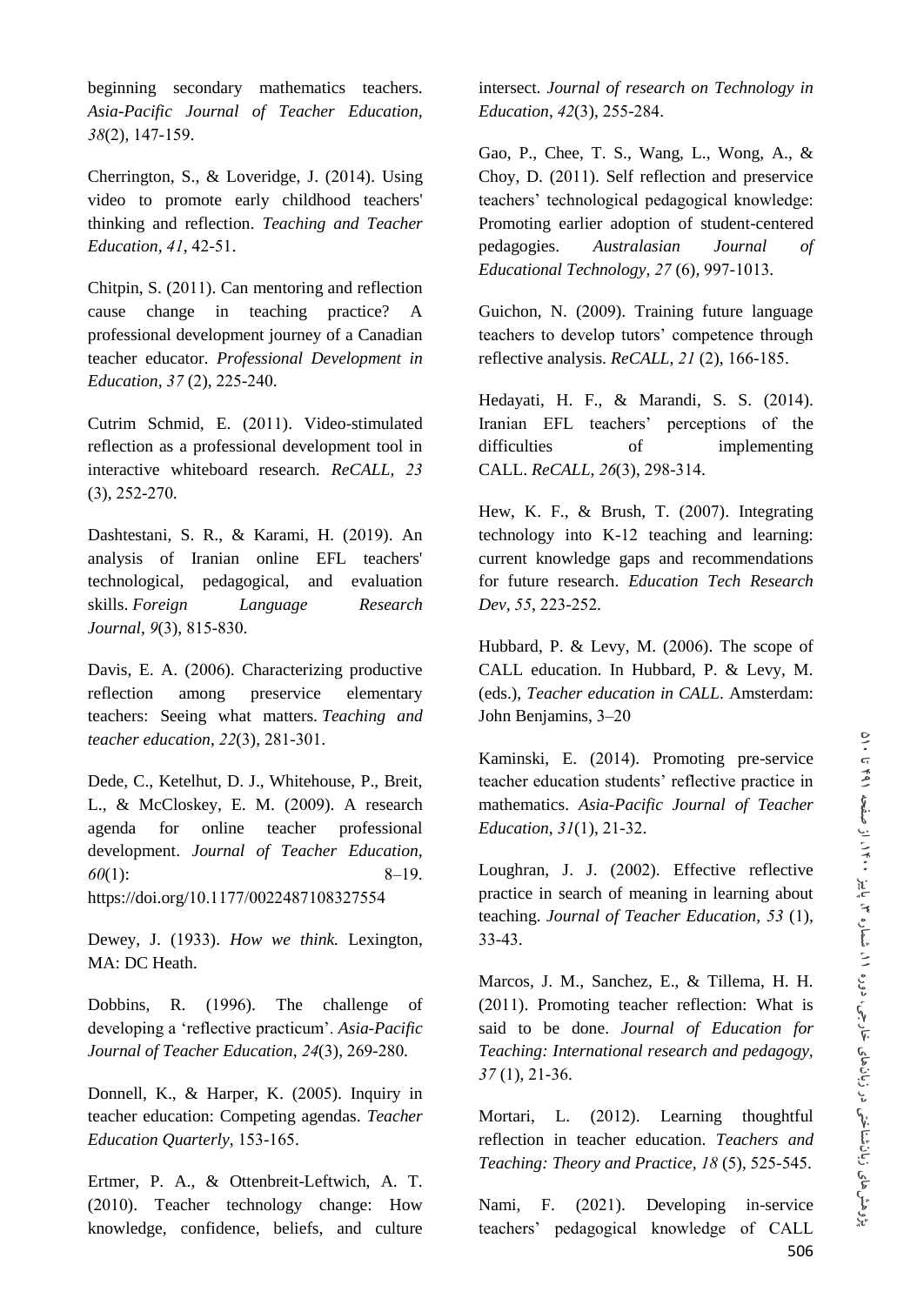beginning secondary mathematics teachers. *Asia-Pacific Journal of Teacher Education, 38*(2), 147-159.

Cherrington, S., & Loveridge, J. (2014). Using video to promote early childhood teachers' thinking and reflection. *Teaching and Teacher Education*, *41*, 42-51.

Chitpin, S. (2011). Can mentoring and reflection cause change in teaching practice? A professional development journey of a Canadian teacher educator. *Professional Development in Education*, *37* (2), 225-240.

Cutrim Schmid, E. (2011). Video-stimulated reflection as a professional development tool in interactive whiteboard research. *ReCALL, 23* (3), 252-270.

Dashtestani, S. R., & Karami, H. (2019). An analysis of Iranian online EFL teachers' technological, pedagogical, and evaluation skills. *Foreign Language Research Journal*, *9*(3), 815-830.

Davis, E. A. (2006). Characterizing productive reflection among preservice elementary teachers: Seeing what matters. *Teaching and teacher education*, *22*(3), 281-301.

Dede, C., Ketelhut, D. J., Whitehouse, P., Breit, L., & McCloskey, E. M. (2009). A research agenda for online teacher professional development. *Journal of Teacher Education, 60*(1): 8–19. https://doi.org/10.1177/0022487108327554

Dewey, J. (1933). *How we think.* Lexington, MA: DC Heath.

Dobbins, R. (1996). The challenge of developing a 'reflective practicum'. *Asia-Pacific Journal of Teacher Education*, *24*(3), 269-280.

Donnell, K., & Harper, K. (2005). Inquiry in teacher education: Competing agendas. *Teacher Education Quarterly*, 153-165.

Ertmer, P. A., & Ottenbreit-Leftwich, A. T. (2010). Teacher technology change: How knowledge, confidence, beliefs, and culture intersect. *Journal of research on Technology in Education*, *42*(3), 255-284.

Gao, P., Chee, T. S., Wang, L., Wong, A., & Choy, D. (2011). Self reflection and preservice teachers' technological pedagogical knowledge: Promoting earlier adoption of student-centered pedagogies. *Australasian Journal of Educational Technology, 27* (6), 997-1013.

Guichon, N. (2009). Training future language teachers to develop tutors' competence through reflective analysis. *ReCALL, 21* (2), 166-185.

Hedayati, H. F., & Marandi, S. S. (2014). Iranian EFL teachers' perceptions of the difficulties of implementing CALL. *ReCALL, 26*(3), 298-314.

Hew, K. F., & Brush, T. (2007). Integrating technology into K-12 teaching and learning: current knowledge gaps and recommendations for future research. *Education Tech Research Dev, 55*, 223-252.

Hubbard, P. & Levy, M. (2006). The scope of CALL education. In Hubbard, P. & Levy, M. (eds.), *Teacher education in CALL*. Amsterdam: John Benjamins, 3–20

Kaminski, E. (2014). Promoting pre-service teacher education students' reflective practice in mathematics. *Asia-Pacific Journal of Teacher Education, 31*(1), 21-32.

Loughran, J. J. (2002). Effective reflective practice in search of meaning in learning about teaching. *Journal of Teacher Education, 53* (1), 33-43.

Marcos, J. M., Sanchez, E., & Tillema, H. H. (2011). Promoting teacher reflection: What is said to be done. *Journal of Education for Teaching: International research and pedagogy, 37* (1), 21-36.

Mortari, L. (2012). Learning thoughtful reflection in teacher education. *Teachers and Teaching: Theory and Practice, 18* (5), 525-545.

Nami, F. (2021). Developing in-service teachers' pedagogical knowledge of CALL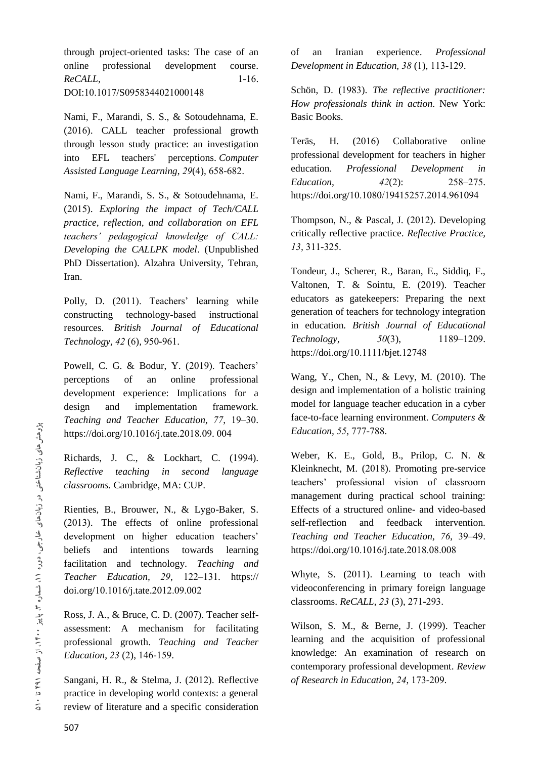through project-oriented tasks: The case of an online professional development course. *ReCALL*, 1-16. DOI:10.1017/S0958344021000148

Nami, F., Marandi, S. S., & Sotoudehnama, E. (2016). CALL teacher professional growth through lesson study practice: an investigation into EFL teachers' perceptions. *Computer Assisted Language Learning*, *29*(4), 658-682.

Nami, F., Marandi, S. S., & Sotoudehnama, E. (2015). *Exploring the impact of Tech/CALL practice, reflection, and collaboration on EFL teachers' pedagogical knowledge of CALL: Developing the CALLPK model*. (Unpublished PhD Dissertation). Alzahra University, Tehran, Iran.

Polly, D. (2011). Teachers' learning while constructing technology-based instructional resources. *British Journal of Educational Technology, 42* (6), 950-961.

Powell, C. G. & Bodur, Y. (2019). Teachers' perceptions of an online professional development experience: Implications for a design and implementation framework. *Teaching and Teacher Education, 77*, 19–30. https://doi.org/10.1016/j.tate.2018.09. 004

Richards, J. C., & Lockhart, C. (1994). *Reflective teaching in second language classrooms.* Cambridge, MA: CUP.

Rienties, B., Brouwer, N., & Lygo-Baker, S. (2013). The effects of online professional development on higher education teachers' beliefs and intentions towards learning facilitation and technology. *Teaching and Teacher Education, 29*, 122–131. https:// doi.org/10.1016/j.tate.2012.09.002

Ross, J. A., & Bruce, C. D. (2007). Teacher self-assessment: A mechanism for facilitating professional growth. *Teaching and Teacher Education*, *23* (2), 146-159.

Sangani, H. R., & Stelma, J. (2012). Reflective practice in developing world contexts: a general review of literature and a specific consideration of an Iranian experience. *Professional Development in Education, 38* (1), 113-129.

Schön, D. (1983). *The reflective practitioner: How professionals think in action*. New York: Basic Books.

Teräs, H. (2016) Collaborative online professional development for teachers in higher education. *Professional Development in Education*, *42*(2): 258–275. https://doi.org/10.1080/19415257.2014.961094

Thompson, N., & Pascal, J. (2012). Developing critically reflective practice. *Reflective Practice, 13,* 311-325.

Tondeur, J., Scherer, R., Baran, E., Siddiq, F., Valtonen, T. & Sointu, E. (2019). Teacher educators as gatekeepers: Preparing the next generation of teachers for technology integration in education. *British Journal of Educational Technology*, *50*(3), 1189–1209. https://doi.org/10.1111/bjet.12748

Wang, Y., Chen, N., & Levy, M. (2010). The design and implementation of a holistic training model for language teacher education in a cyber face-to-face learning environment. *Computers & Education, 55*, 777-788.

Weber, K. E., Gold, B., Prilop, C. N. & Kleinknecht, M. (2018). Promoting pre-service teachers' professional vision of classroom management during practical school training: Effects of a structured online- and video-based self-reflection and feedback intervention. *Teaching and Teacher Education*, *76*, 39–49. https://doi.org/10.1016/j.tate.2018.08.008

Whyte, S. (2011). Learning to teach with videoconferencing in primary foreign language classrooms. *ReCALL, 23* (3), 271-293.

Wilson, S. M., & Berne, J. (1999). Teacher learning and the acquisition of professional knowledge: An examination of research on contemporary professional development. *Review of Research in Education, 24*, 173-209.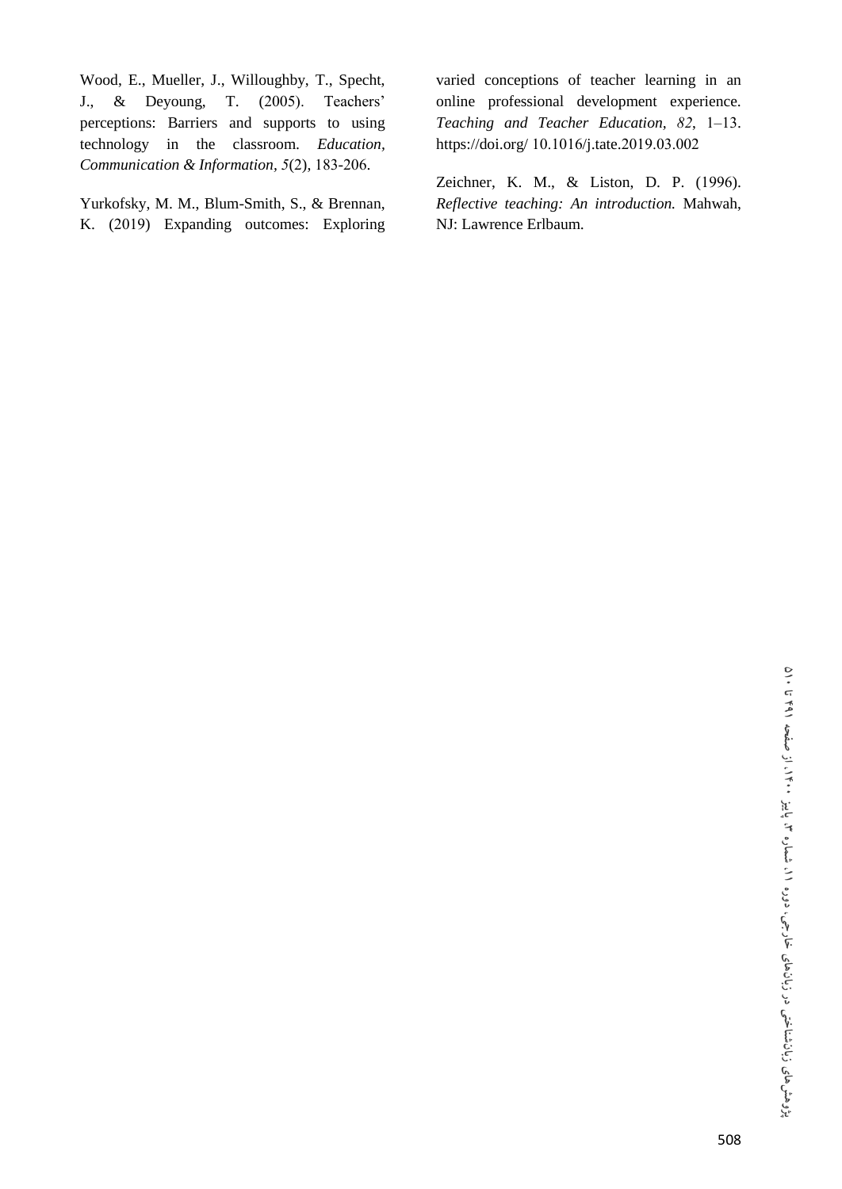Wood, E., Mueller, J., Willoughby, T., Specht, J., & Deyoung, T. (2005). Teachers' perceptions: Barriers and supports to using technology in the classroom. *Education, Communication & Information, 5*(2), 183-206.

Yurkofsky, M. M., Blum-Smith, S., & Brennan, K. (2019) Expanding outcomes: Exploring varied conceptions of teacher learning in an online professional development experience. *Teaching and Teacher Education, 82*, 1–13. https://doi.org/ 10.1016/j.tate.2019.03.002

Zeichner, K. M., & Liston, D. P. (1996). *Reflective teaching: An introduction.* Mahwah, NJ: Lawrence Erlbaum.